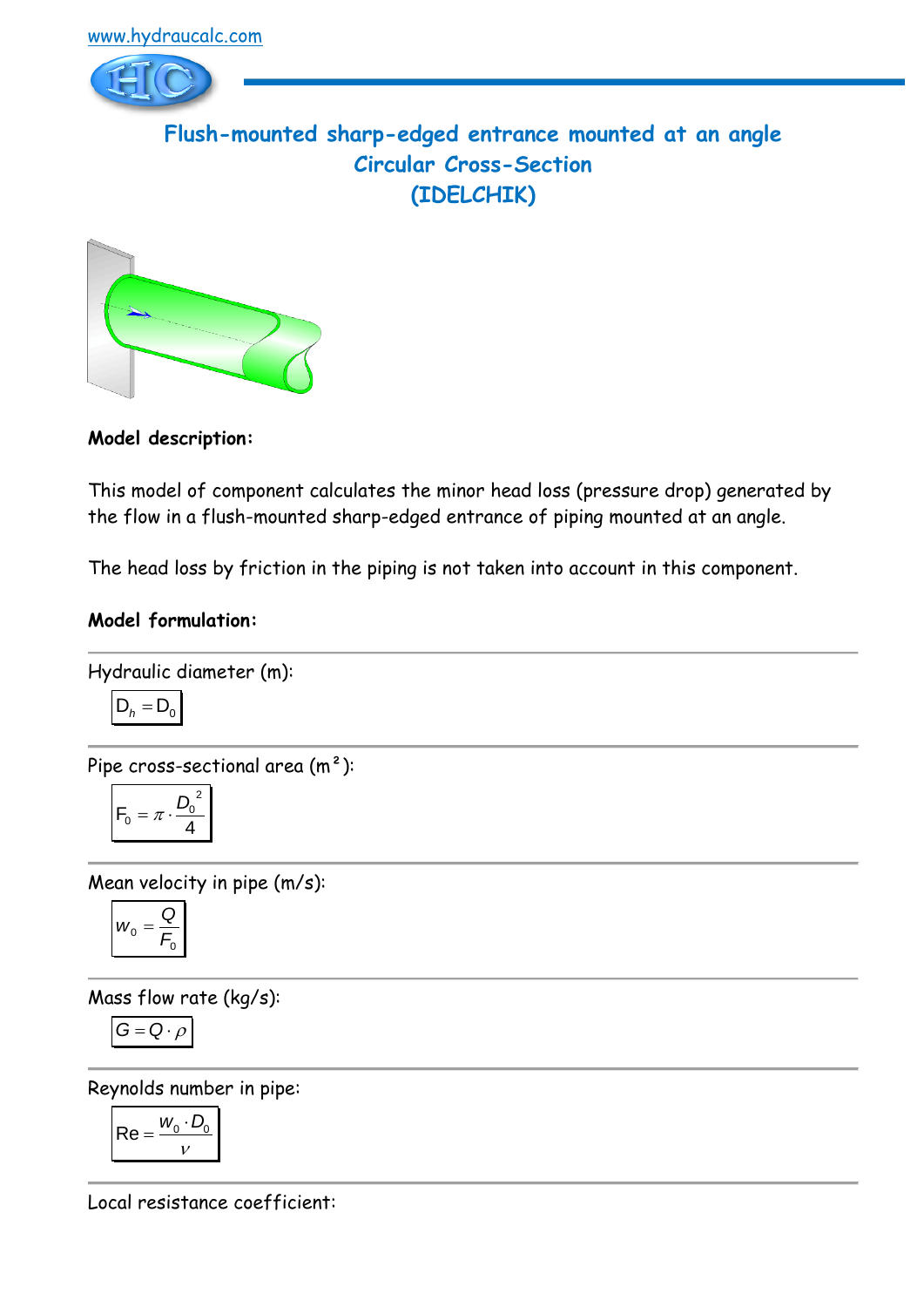www.hydraucalc.com

# Flush-mounted sharp-edged entrance mounted at an angle
## Circular Cross-Section
## (IDELCHIK)

**Model description:**

This model of component calculates the minor head loss (pressure drop) generated by the flow in a flush-mounted sharp-edged entrance of piping mounted at an angle.

The head loss by friction in the piping is not taken into account in this component.

**Model formulation:**

---

Hydraulic diameter (m):

$$D_h = D_0$$

---

Pipe cross-sectional area (m²):

$$F_0 = \pi \cdot \frac{D_0^{\,2}}{4}$$

---

Mean velocity in pipe (m/s):

$$w_0 = \frac{Q}{F_0}$$

---

Mass flow rate (kg/s):

$$G = Q \cdot \rho$$

---

Reynolds number in pipe:

$$\mathrm{Re} = \frac{w_0 \cdot D_0}{\nu}$$

---

Local resistance coefficient: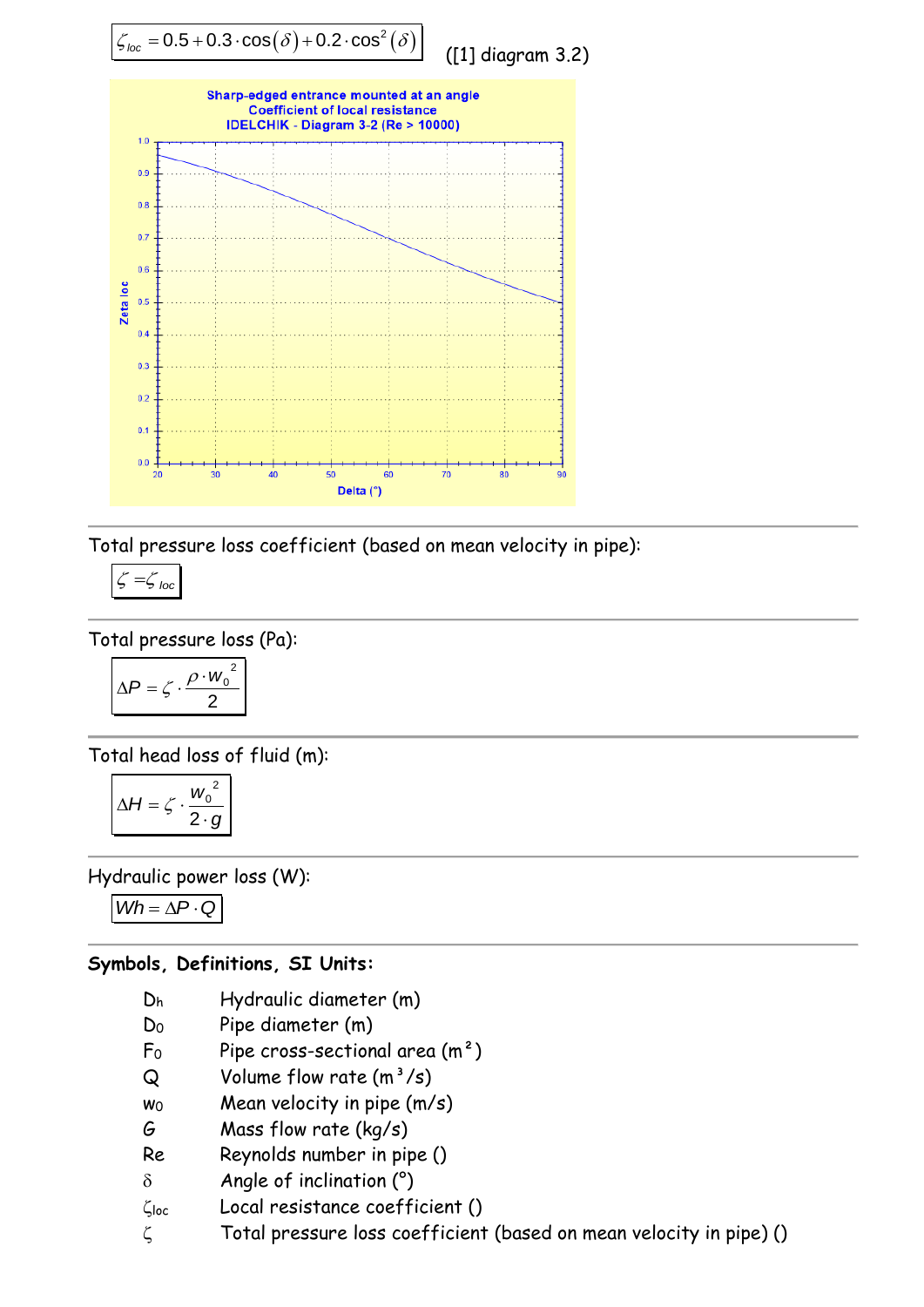$$\zeta_{loc} = 0.5 + 0.3 \cdot \cos(\delta) + 0.2 \cdot \cos^2(\delta)$$

([1] diagram 3.2)

Sharp-edged entrance mounted at an angle
Coefficient of local resistance
IDELCHIK - Diagram 3-2 (Re > 10000)

---

Total pressure loss coefficient (based on mean velocity in pipe):

$$\zeta = \zeta_{loc}$$

---

Total pressure loss (Pa):

$$\Delta P = \zeta \cdot \frac{\rho \cdot w_0^{\ 2}}{2}$$

---

Total head loss of fluid (m):

$$\Delta H = \zeta \cdot \frac{w_0^{\ 2}}{2 \cdot g}$$

---

Hydraulic power loss (W):

$$Wh = \Delta P \cdot Q$$

---

**Symbols, Definitions, SI Units:**

| | |
|---|---|
| $D_h$ | Hydraulic diameter (m) |
| $D_0$ | Pipe diameter (m) |
| $F_0$ | Pipe cross-sectional area (m²) |
| $Q$ | Volume flow rate (m³/s) |
| $w_0$ | Mean velocity in pipe (m/s) |
| $G$ | Mass flow rate (kg/s) |
| Re | Reynolds number in pipe () |
| $\delta$ | Angle of inclination (°) |
| $\zeta_{loc}$ | Local resistance coefficient () |
| $\zeta$ | Total pressure loss coefficient (based on mean velocity in pipe) () |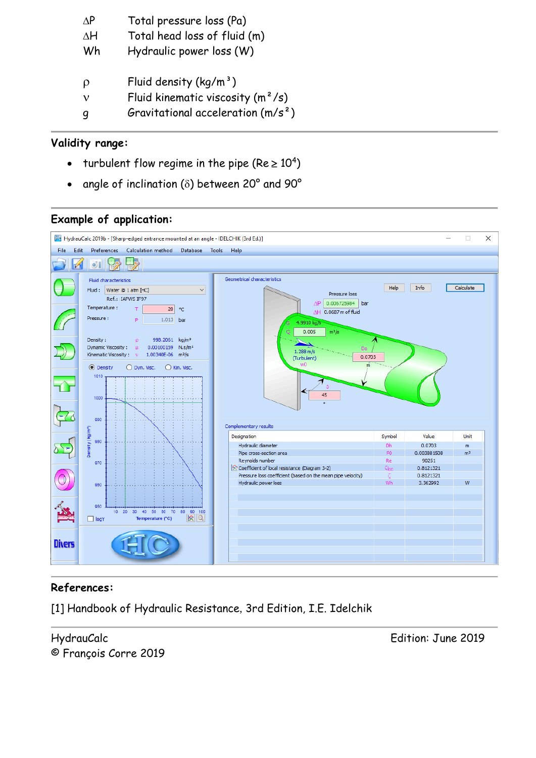| | |
|---|---|
| ΔP | Total pressure loss (Pa) |
| ΔH | Total head loss of fluid (m) |
| Wh | Hydraulic power loss (W) |
| ρ | Fluid density (kg/m³) |
| ν | Fluid kinematic viscosity (m²/s) |
| g | Gravitational acceleration (m/s²) |

## Validity range:

- turbulent flow regime in the pipe ($Re \geq 10^4$)
- angle of inclination ($\delta$) between 20° and 90°

## Example of application:

Complementary results

| Designation | Symbol | Value | Unit |
|---|---|---|---|
| Hydraulic diameter | Dh | 0.0703 | m |
| Pipe cross-section area | F0 | 0.003881508 | m² |
| Reynolds number | Re | 90251 | |
| Coefficient of local resistance (Diagram 3-2) | ζloc | 0.8121321 | |
| Pressure loss coefficient (based on the mean pipe velocity) | ζ | 0.8121321 | |
| Hydraulic power loss | Wh | 3.362992 | W |

## References:

[1] Handbook of Hydraulic Resistance, 3rd Edition, I.E. Idelchik